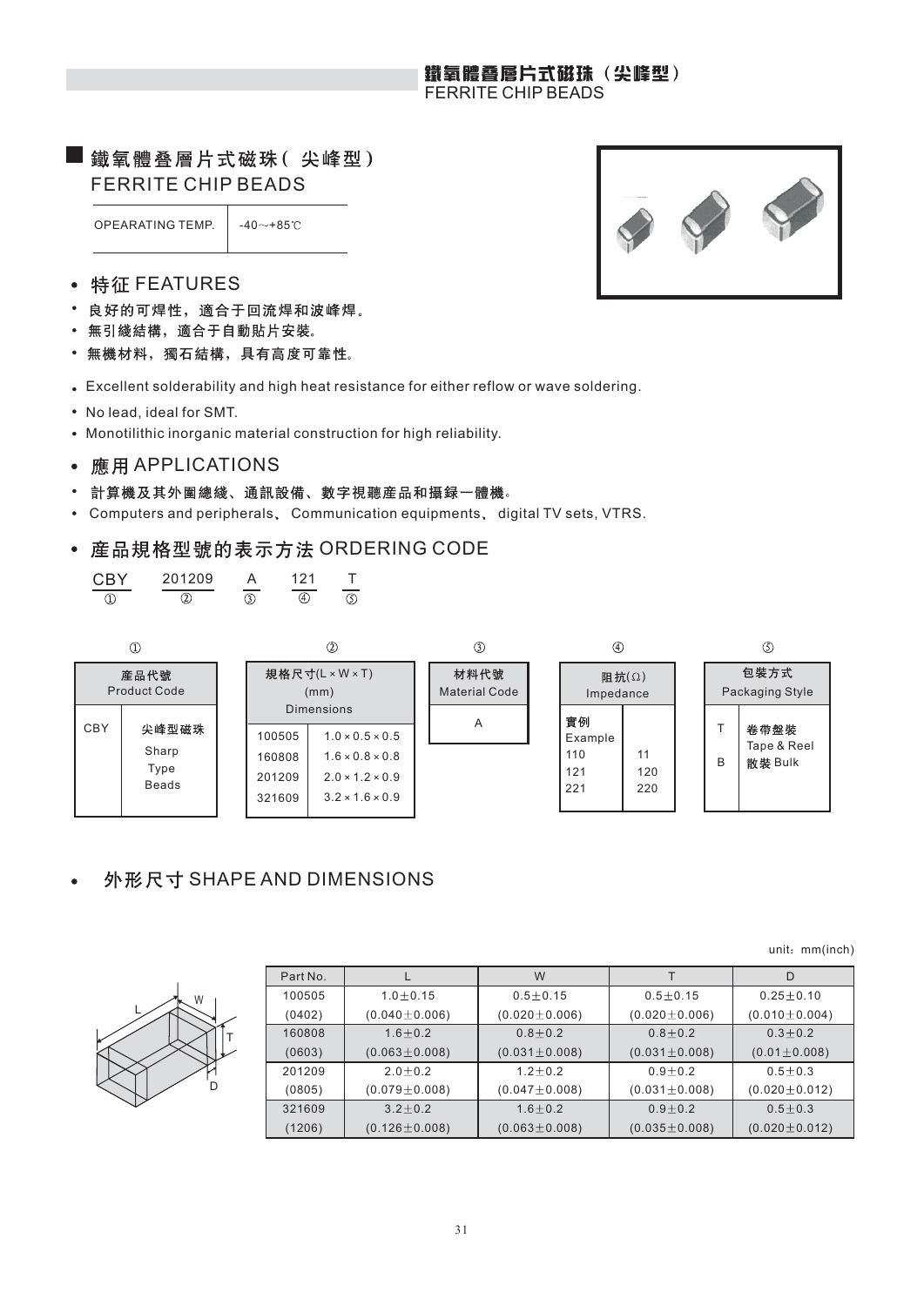## 鐵氧體叠層片式磁珠（尖峰型）
## FERRITE CHIP BEADS

| OPEARATING TEMP. | -40～+85℃ |
|---|---|

### • 特征 FEATURES

- 良好的可焊性，適合于回流焊和波峰焊。
- 無引綫結構，適合于自動貼片安裝。
- 無機材料，獨石結構，具有高度可靠性。

- Excellent solderability and high heat resistance for either reflow or wave soldering.
- No lead, ideal for SMT.
- Monotilithic inorganic material construction for high reliability.

### • 應用 APPLICATIONS

- 計算機及其外圍總綫、通訊設備、數字視聽産品和攝録一體機。
- Computers and peripherals、Communication equipments、digital TV sets, VTRS.

### • 産品規格型號的表示方法 ORDERING CODE

| CBY | 201209 | A | 121 | T |
|---|---|---|---|---|
| ① | ② | ③ | ④ | ⑤ |

①

| 産品代號 Product Code | |
|---|---|
| CBY | 尖峰型磁珠 Sharp Type Beads |

②

| 規格尺寸(L × W × T) (mm) Dimensions | |
|---|---|
| 100505 | 1.0 × 0.5 × 0.5 |
| 160808 | 1.6 × 0.8 × 0.8 |
| 201209 | 2.0 × 1.2 × 0.9 |
| 321609 | 3.2 × 1.6 × 0.9 |

③

| 材料代號 Material Code |
|---|
| A |

④

| 阻抗(Ω) Impedance | |
|---|---|
| 實例 Example | |
| 110 | 11 |
| 121 | 120 |
| 221 | 220 |

⑤

| 包裝方式 Packaging Style | |
|---|---|
| T | 卷帶盤裝 Tape & Reel |
| B | 散裝 Bulk |

### • 外形尺寸 SHAPE AND DIMENSIONS

unit：mm(inch)

| Part No. | L | W | T | D |
|---|---|---|---|---|
| 100505 | 1.0±0.15 | 0.5±0.15 | 0.5±0.15 | 0.25±0.10 |
| (0402) | (0.040±0.006) | (0.020±0.006) | (0.020±0.006) | (0.010±0.004) |
| 160808 | 1.6±0.2 | 0.8±0.2 | 0.8±0.2 | 0.3±0.2 |
| (0603) | (0.063±0.008) | (0.031±0.008) | (0.031±0.008) | (0.01±0.008) |
| 201209 | 2.0±0.2 | 1.2±0.2 | 0.9±0.2 | 0.5±0.3 |
| (0805) | (0.079±0.008) | (0.047±0.008) | (0.031±0.008) | (0.020±0.012) |
| 321609 | 3.2±0.2 | 1.6±0.2 | 0.9±0.2 | 0.5±0.3 |
| (1206) | (0.126±0.008) | (0.063±0.008) | (0.035±0.008) | (0.020±0.012) |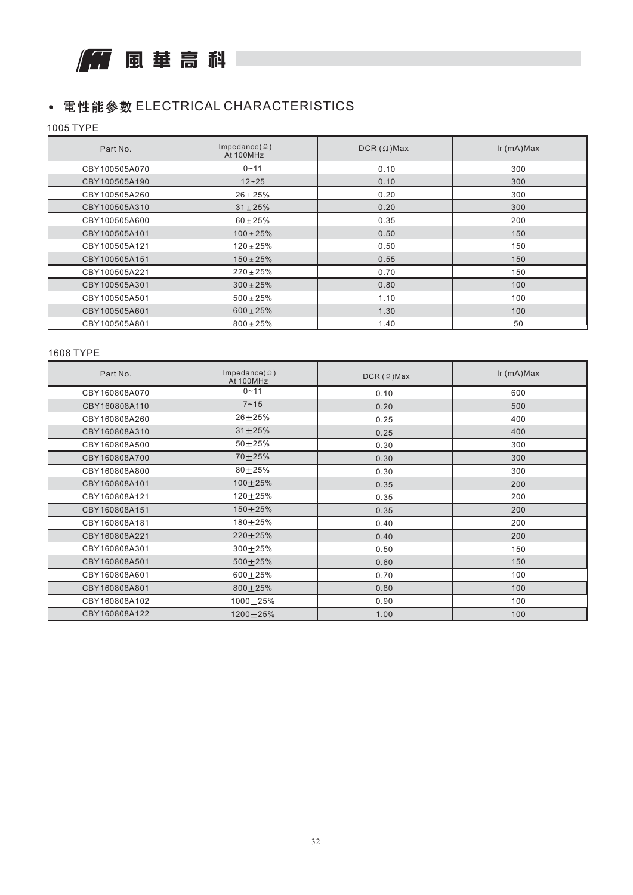## • 電性能參數 ELECTRICAL CHARACTERISTICS

### 1005 TYPE

| Part No. | Impedance(Ω) At 100MHz | DCR (Ω)Max | Ir (mA)Max |
|---|---|---|---|
| CBY100505A070 | 0~11 | 0.10 | 300 |
| CBY100505A190 | 12~25 | 0.10 | 300 |
| CBY100505A260 | 26±25% | 0.20 | 300 |
| CBY100505A310 | 31±25% | 0.20 | 300 |
| CBY100505A600 | 60±25% | 0.35 | 200 |
| CBY100505A101 | 100±25% | 0.50 | 150 |
| CBY100505A121 | 120±25% | 0.50 | 150 |
| CBY100505A151 | 150±25% | 0.55 | 150 |
| CBY100505A221 | 220±25% | 0.70 | 150 |
| CBY100505A301 | 300±25% | 0.80 | 100 |
| CBY100505A501 | 500±25% | 1.10 | 100 |
| CBY100505A601 | 600±25% | 1.30 | 100 |
| CBY100505A801 | 800±25% | 1.40 | 50 |

### 1608 TYPE

| Part No. | Impedance(Ω) At 100MHz | DCR (Ω)Max | Ir (mA)Max |
|---|---|---|---|
| CBY160808A070 | 0~11 | 0.10 | 600 |
| CBY160808A110 | 7~15 | 0.20 | 500 |
| CBY160808A260 | 26±25% | 0.25 | 400 |
| CBY160808A310 | 31±25% | 0.25 | 400 |
| CBY160808A500 | 50±25% | 0.30 | 300 |
| CBY160808A700 | 70±25% | 0.30 | 300 |
| CBY160808A800 | 80±25% | 0.30 | 300 |
| CBY160808A101 | 100±25% | 0.35 | 200 |
| CBY160808A121 | 120±25% | 0.35 | 200 |
| CBY160808A151 | 150±25% | 0.35 | 200 |
| CBY160808A181 | 180±25% | 0.40 | 200 |
| CBY160808A221 | 220±25% | 0.40 | 200 |
| CBY160808A301 | 300±25% | 0.50 | 150 |
| CBY160808A501 | 500±25% | 0.60 | 150 |
| CBY160808A601 | 600±25% | 0.70 | 100 |
| CBY160808A801 | 800±25% | 0.80 | 100 |
| CBY160808A102 | 1000±25% | 0.90 | 100 |
| CBY160808A122 | 1200±25% | 1.00 | 100 |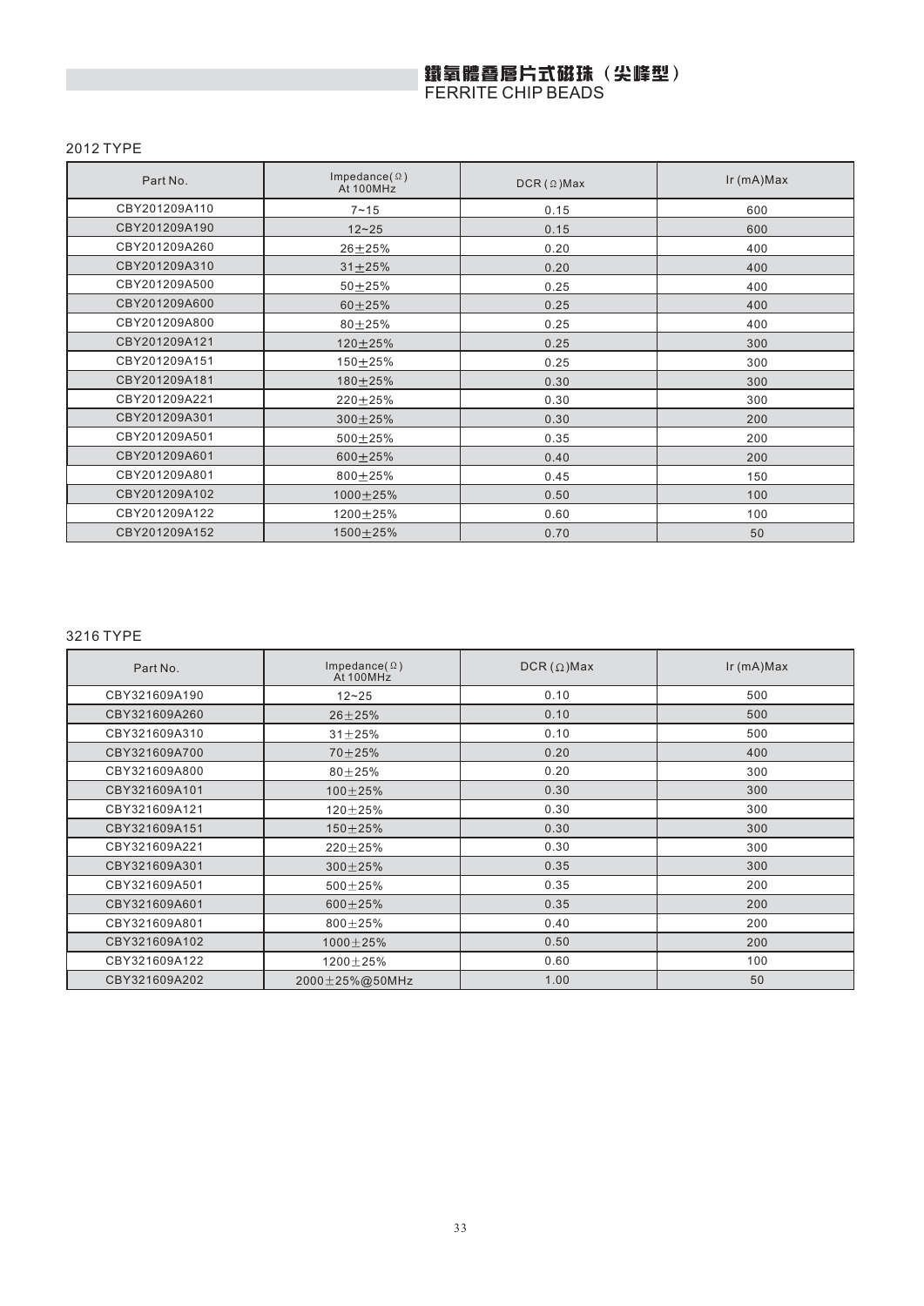# 鐵氧體叠層片式磁珠（尖峰型）
# FERRITE CHIP BEADS

## 2012 TYPE

| Part No. | Impedance(Ω) At 100MHz | DCR (Ω)Max | Ir (mA)Max |
|---|---|---|---|
| CBY201209A110 | 7~15 | 0.15 | 600 |
| CBY201209A190 | 12~25 | 0.15 | 600 |
| CBY201209A260 | 26±25% | 0.20 | 400 |
| CBY201209A310 | 31±25% | 0.20 | 400 |
| CBY201209A500 | 50±25% | 0.25 | 400 |
| CBY201209A600 | 60±25% | 0.25 | 400 |
| CBY201209A800 | 80±25% | 0.25 | 400 |
| CBY201209A121 | 120±25% | 0.25 | 300 |
| CBY201209A151 | 150±25% | 0.25 | 300 |
| CBY201209A181 | 180±25% | 0.30 | 300 |
| CBY201209A221 | 220±25% | 0.30 | 300 |
| CBY201209A301 | 300±25% | 0.30 | 200 |
| CBY201209A501 | 500±25% | 0.35 | 200 |
| CBY201209A601 | 600±25% | 0.40 | 200 |
| CBY201209A801 | 800±25% | 0.45 | 150 |
| CBY201209A102 | 1000±25% | 0.50 | 100 |
| CBY201209A122 | 1200±25% | 0.60 | 100 |
| CBY201209A152 | 1500±25% | 0.70 | 50 |

## 3216 TYPE

| Part No. | Impedance(Ω) At 100MHz | DCR (Ω)Max | Ir (mA)Max |
|---|---|---|---|
| CBY321609A190 | 12~25 | 0.10 | 500 |
| CBY321609A260 | 26±25% | 0.10 | 500 |
| CBY321609A310 | 31±25% | 0.10 | 500 |
| CBY321609A700 | 70±25% | 0.20 | 400 |
| CBY321609A800 | 80±25% | 0.20 | 300 |
| CBY321609A101 | 100±25% | 0.30 | 300 |
| CBY321609A121 | 120±25% | 0.30 | 300 |
| CBY321609A151 | 150±25% | 0.30 | 300 |
| CBY321609A221 | 220±25% | 0.30 | 300 |
| CBY321609A301 | 300±25% | 0.35 | 300 |
| CBY321609A501 | 500±25% | 0.35 | 200 |
| CBY321609A601 | 600±25% | 0.35 | 200 |
| CBY321609A801 | 800±25% | 0.40 | 200 |
| CBY321609A102 | 1000±25% | 0.50 | 200 |
| CBY321609A122 | 1200±25% | 0.60 | 100 |
| CBY321609A202 | 2000±25%@50MHz | 1.00 | 50 |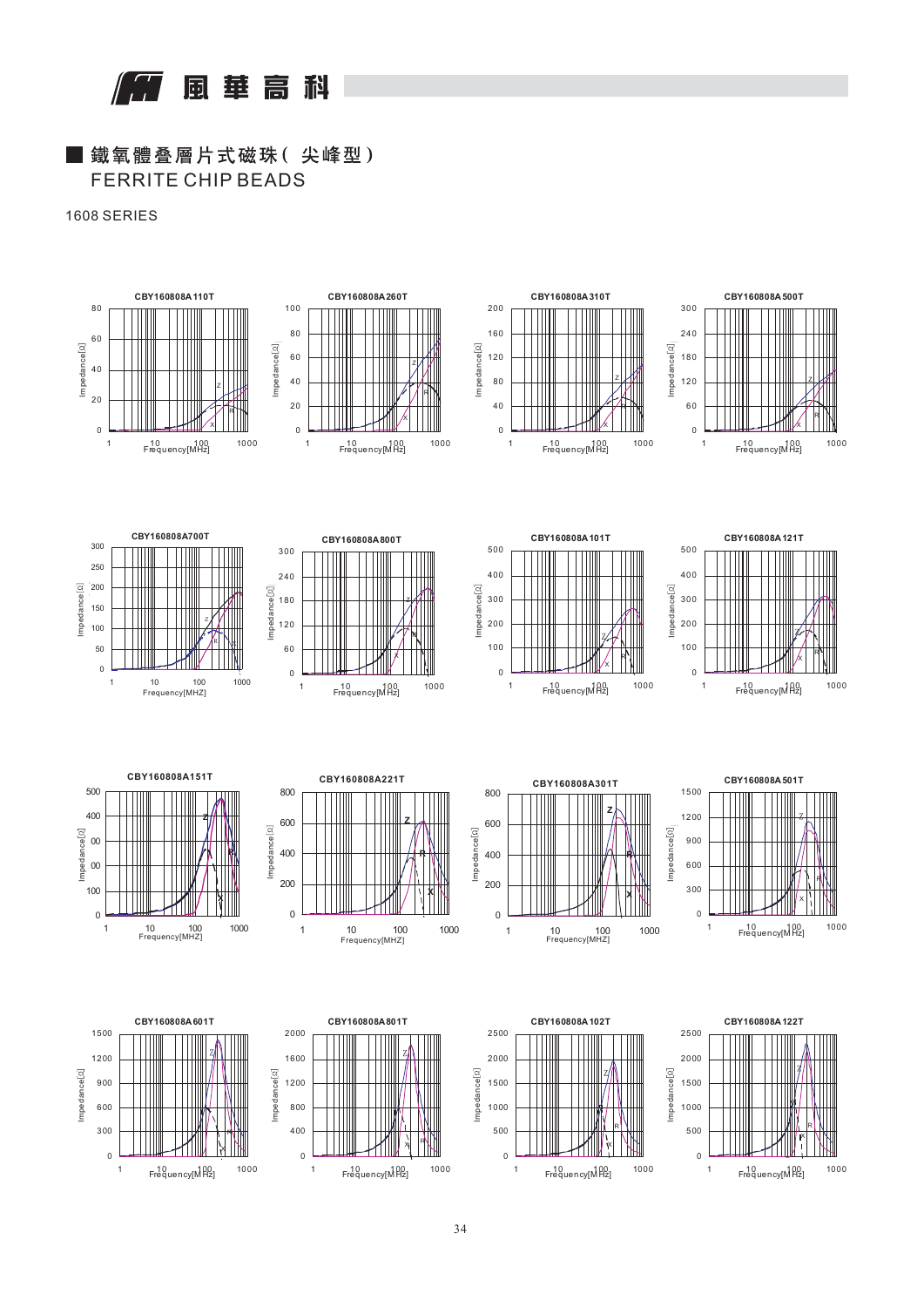# 鐵氧體叠層片式磁珠( 尖峰型)

FERRITE CHIP BEADS

1608 SERIES

CBY160808A110T

CBY160808A260T

CBY160808A310T

CBY160808A500T

CBY160808A700T

CBY160808A800T

CBY160808A101T

CBY160808A121T

CBY160808A151T

CBY160808A221T

CBY160808A301T

CBY160808A501T

CBY160808A601T

CBY160808A801T

CBY160808A102T

CBY160808A122T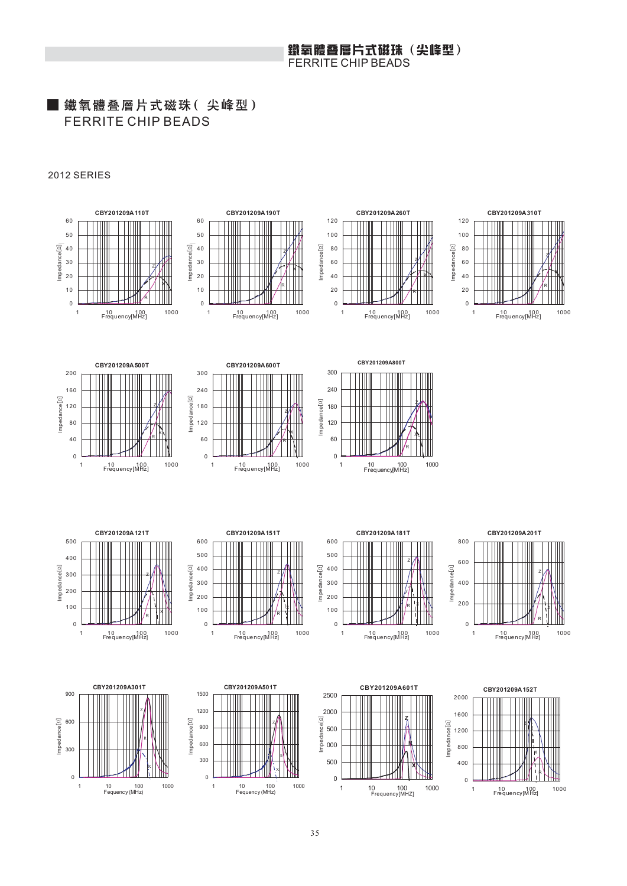# 鐵氧體叠層片式磁珠(尖峰型)
## FERRITE CHIP BEADS

2012 SERIES

CBY201209A110T

CBY201209A190T

CBY201209A260T

CBY201209A310T

CBY201209A500T

CBY201209A600T

CBY201209A800T

CBY201209A121T

CBY201209A151T

CBY201209A181T

CBY201209A201T

CBY201209A301T

CBY201209A501T

CBY201209A601T

CBY201209A152T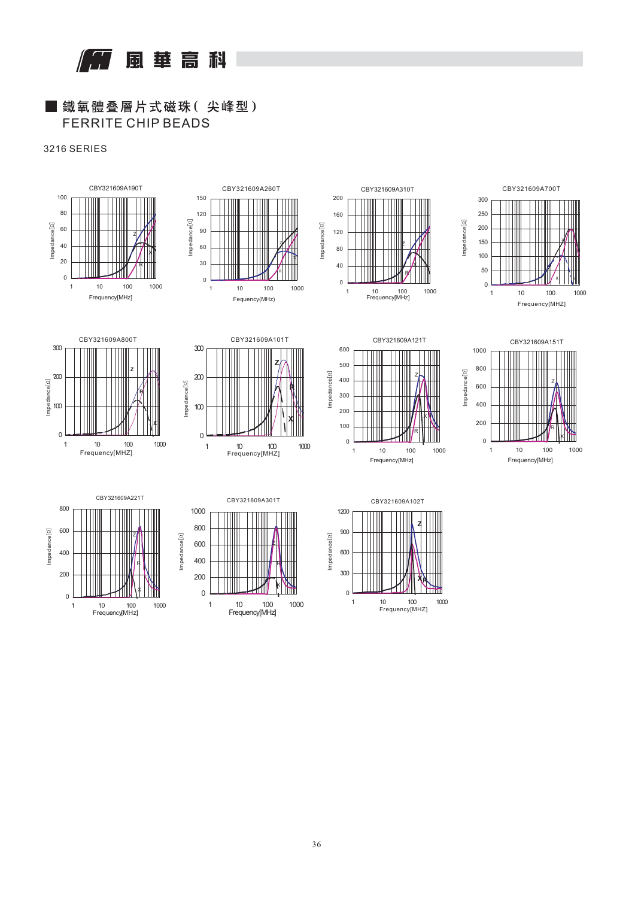# 風華高科

## 鐵氧體叠層片式磁珠（ 尖峰型）

## FERRITE CHIP BEADS

3216 SERIES

CBY321609A190T
Impedance[Ω]
0 20 40 60 80 100
1 10 100 1000
Frequency[MHz]
Z R X

CBY321609A260T
Impedance[Ω]
0 30 60 90 120 150
1 10 100 1000
Fequency(MHz)
Z R X

CBY321609A310T
Impedance[Ω]
0 40 80 120 160 200
1 10 100 1000
Frequency[MHz]
Z R X

CBY321609A700T
Impedance[Ω]
0 50 100 150 200 250 300
1 10 100 1000
Frequency[MHZ]
Z R X

CBY321609A800T
Impedance[Ω]
0 100 200 300
1 10 100 1000
Frequency[MHZ]
Z R X

CBY321609A101T
Impedance[Ω]
0 100 200 300
1 10 100 1000
Frequency[MHZ]
Z R X

CBY321609A121T
Impedance[Ω]
0 100 200 300 400 500 600
1 10 100 1000
Frequency[MHz]
Z R X

CBY321609A151T
Impedance[Ω]
0 200 400 600 800 1000
1 10 100 1000
Frequency[MHz]
Z R X

CBY321609A221T
Impedance[Ω]
0 200 400 600 800
1 10 100 1000
Frequency[MHz]
Z R X

CBY321609A301T
Impedance[Ω]
0 200 400 600 800 1000
1 10 100 1000
Frequency[MHz]
Z R X

CBY321609A102T
Impedance[Ω]
0 300 600 900 1200
1 10 100 1000
Frequency[MHZ]
Z X R